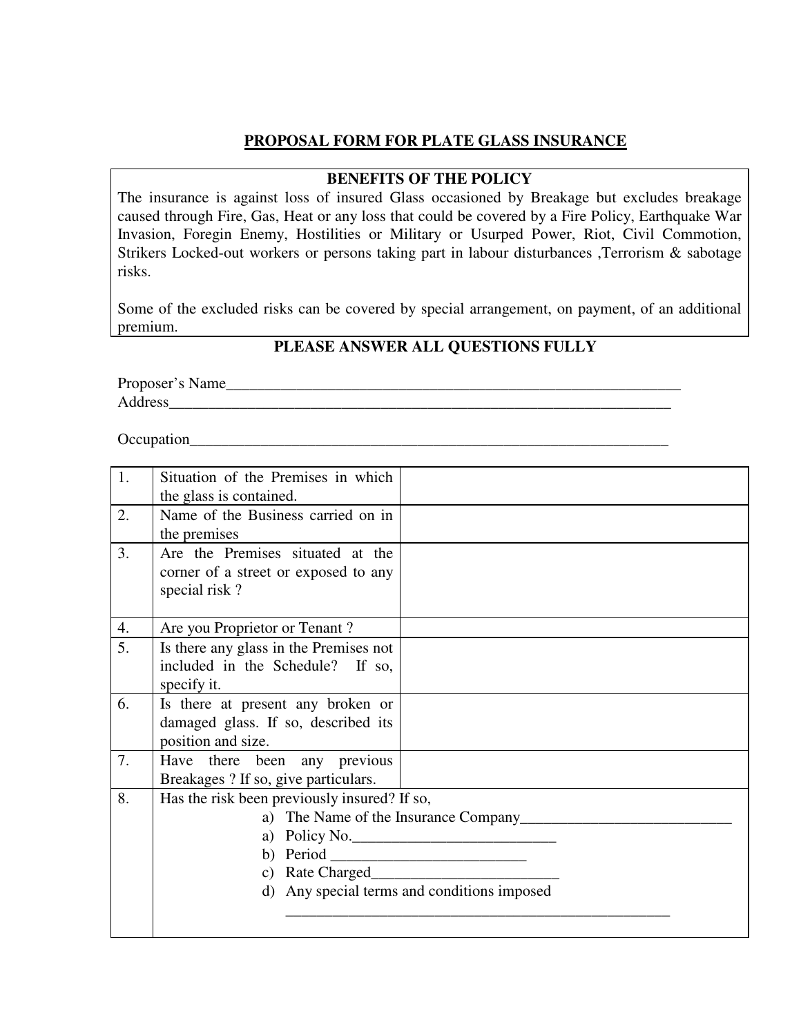# PROPOSAL FORM FOR PLATE GLASS INSURANCE

| BENEFITS OF THE POLICY |
|---|
| The insurance is against loss of insured Glass occasioned by Breakage but excludes breakage caused through Fire, Gas, Heat or any loss that could be covered by a Fire Policy, Earthquake War Invasion, Foregin Enemy, Hostilities or Military or Usurped Power, Riot, Civil Commotion, Strikers Locked-out workers or persons taking part in labour disturbances ,Terrorism & sabotage risks.<br><br>Some of the excluded risks can be covered by special arrangement, on payment, of an additional premium. |

## PLEASE ANSWER ALL QUESTIONS FULLY

Proposer's Name_______________________________________________________________
Address_____________________________________________________________________

Occupation__________________________________________________________________

| | | |
|---|---|---|
| 1. | Situation of the Premises in which the glass is contained. | |
| 2. | Name of the Business carried on in the premises | |
| 3. | Are the Premises situated at the corner of a street or exposed to any special risk ? | |
| 4. | Are you Proprietor or Tenant ? | |
| 5. | Is there any glass in the Premises not included in the Schedule? If so, specify it. | |
| 6. | Is there at present any broken or damaged glass. If so, described its position and size. | |
| 7. | Have there been any previous Breakages ? If so, give particulars. | |
| 8. | Has the risk been previously insured? If so,<br>a) The Name of the Insurance Company___________________________<br>a) Policy No.__________________________<br>b) Period _________________________<br>c) Rate Charged________________________<br>d) Any special terms and conditions imposed<br>_____________________________________________________ | |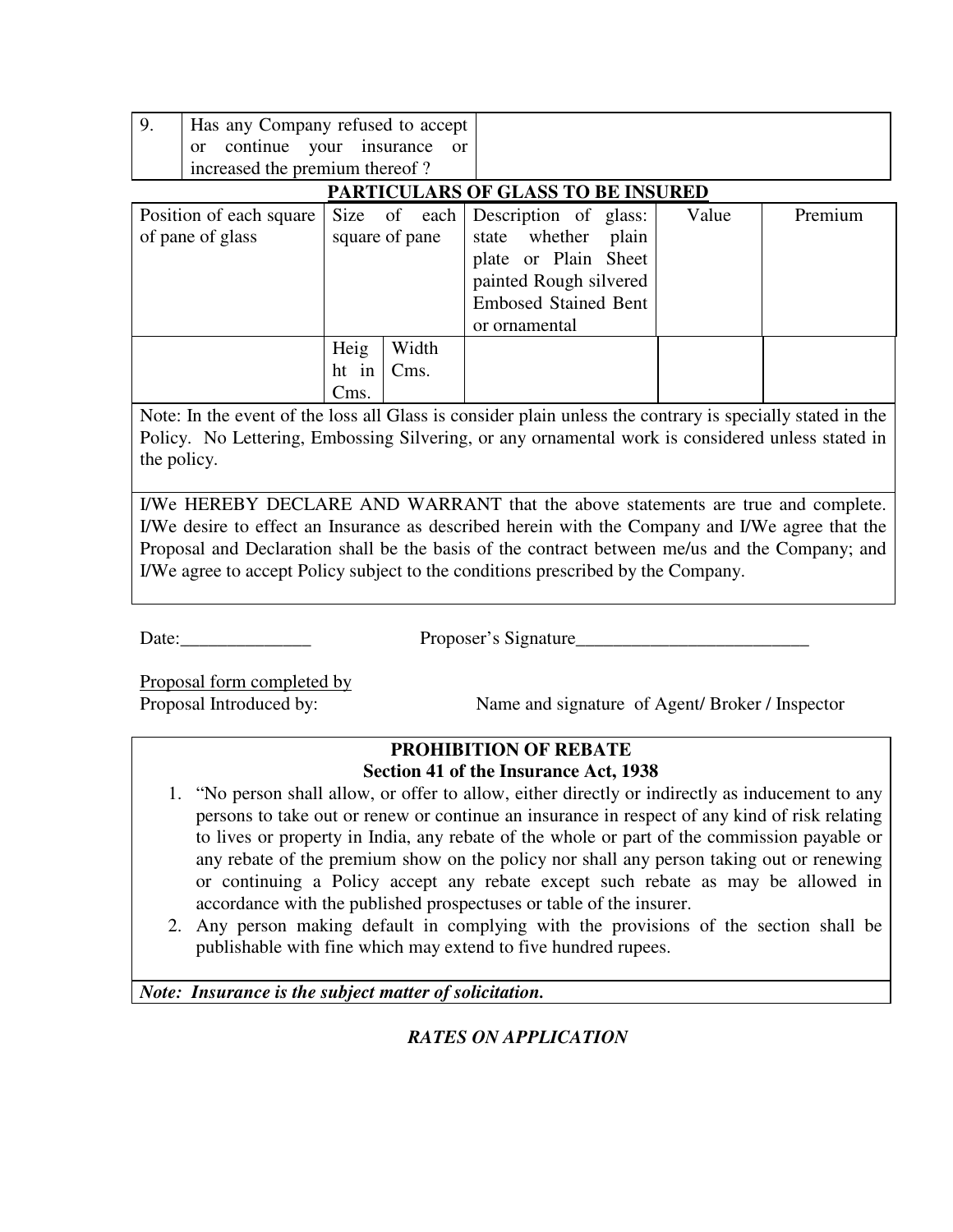| | | |
|---|---|---|
| 9. | Has any Company refused to accept or continue your insurance or increased the premium thereof ? | |

## PARTICULARS OF GLASS TO BE INSURED

| Position of each square of pane of glass | Size of each square of pane | | Description of glass: state whether plain plate or Plain Sheet painted Rough silvered Embosed Stained Bent or ornamental | Value | Premium |
|---|---|---|---|---|---|
| | Height in Cms. | Width Cms. | | | |

Note: In the event of the loss all Glass is consider plain unless the contrary is specially stated in the Policy. No Lettering, Embossing Silvering, or any ornamental work is considered unless stated in the policy.

I/We HEREBY DECLARE AND WARRANT that the above statements are true and complete. I/We desire to effect an Insurance as described herein with the Company and I/We agree that the Proposal and Declaration shall be the basis of the contract between me/us and the Company; and I/We agree to accept Policy subject to the conditions prescribed by the Company.

Date:______________ Proposer's Signature_________________________

Proposal form completed by

Proposal Introduced by: Name and signature of Agent/ Broker / Inspector

**PROHIBITION OF REBATE**
**Section 41 of the Insurance Act, 1938**

1. "No person shall allow, or offer to allow, either directly or indirectly as inducement to any persons to take out or renew or continue an insurance in respect of any kind of risk relating to lives or property in India, any rebate of the whole or part of the commission payable or any rebate of the premium show on the policy nor shall any person taking out or renewing or continuing a Policy accept any rebate except such rebate as may be allowed in accordance with the published prospectuses or table of the insurer.
2. Any person making default in complying with the provisions of the section shall be publishable with fine which may extend to five hundred rupees.

***Note: Insurance is the subject matter of solicitation.***

***RATES ON APPLICATION***